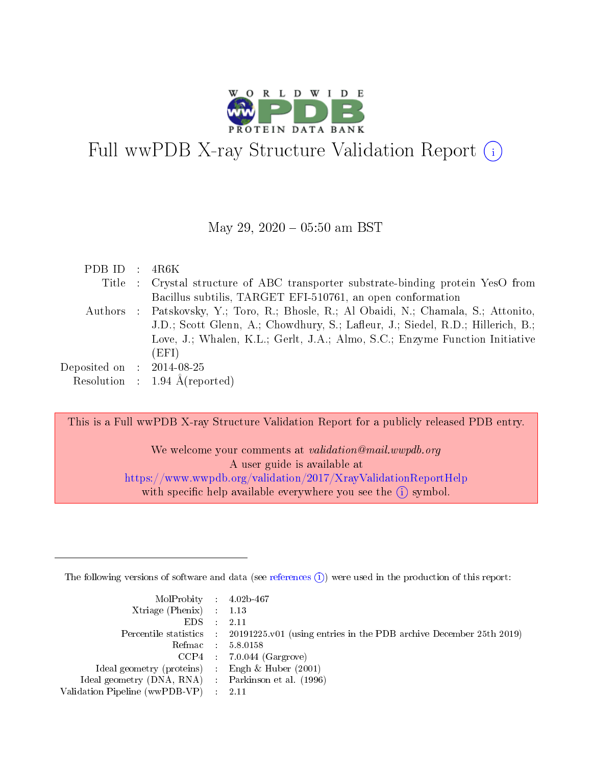# Full wwPDB X-ray Structure Validation Report

May 29, 2020 – 05:50 am BST

| | | |
|---|---|---|
| PDB ID | : | 4R6K |
| Title | : | Crystal structure of ABC transporter substrate-binding protein YesO from Bacillus subtilis, TARGET EFI-510761, an open conformation |
| Authors | : | Patskovsky, Y.; Toro, R.; Bhosle, R.; Al Obaidi, N.; Chamala, S.; Attonito, J.D.; Scott Glenn, A.; Chowdhury, S.; Lafleur, J.; Siedel, R.D.; Hillerich, B.; Love, J.; Whalen, K.L.; Gerlt, J.A.; Almo, S.C.; Enzyme Function Initiative (EFI) |
| Deposited on | : | 2014-08-25 |
| Resolution | : | 1.94 Å(reported) |

This is a Full wwPDB X-ray Structure Validation Report for a publicly released PDB entry.

We welcome your comments at *validation@mail.wwpdb.org*
A user guide is available at
https://www.wwpdb.org/validation/2017/XrayValidationReportHelp
with specific help available everywhere you see the (i) symbol.

---

The following versions of software and data (see references (i)) were used in the production of this report:

| | | |
|---|---|---|
| MolProbity | : | 4.02b-467 |
| Xtriage (Phenix) | : | 1.13 |
| EDS | : | 2.11 |
| Percentile statistics | : | 20191225.v01 (using entries in the PDB archive December 25th 2019) |
| Refmac | : | 5.8.0158 |
| CCP4 | : | 7.0.044 (Gargrove) |
| Ideal geometry (proteins) | : | Engh & Huber (2001) |
| Ideal geometry (DNA, RNA) | : | Parkinson et al. (1996) |
| Validation Pipeline (wwPDB-VP) | : | 2.11 |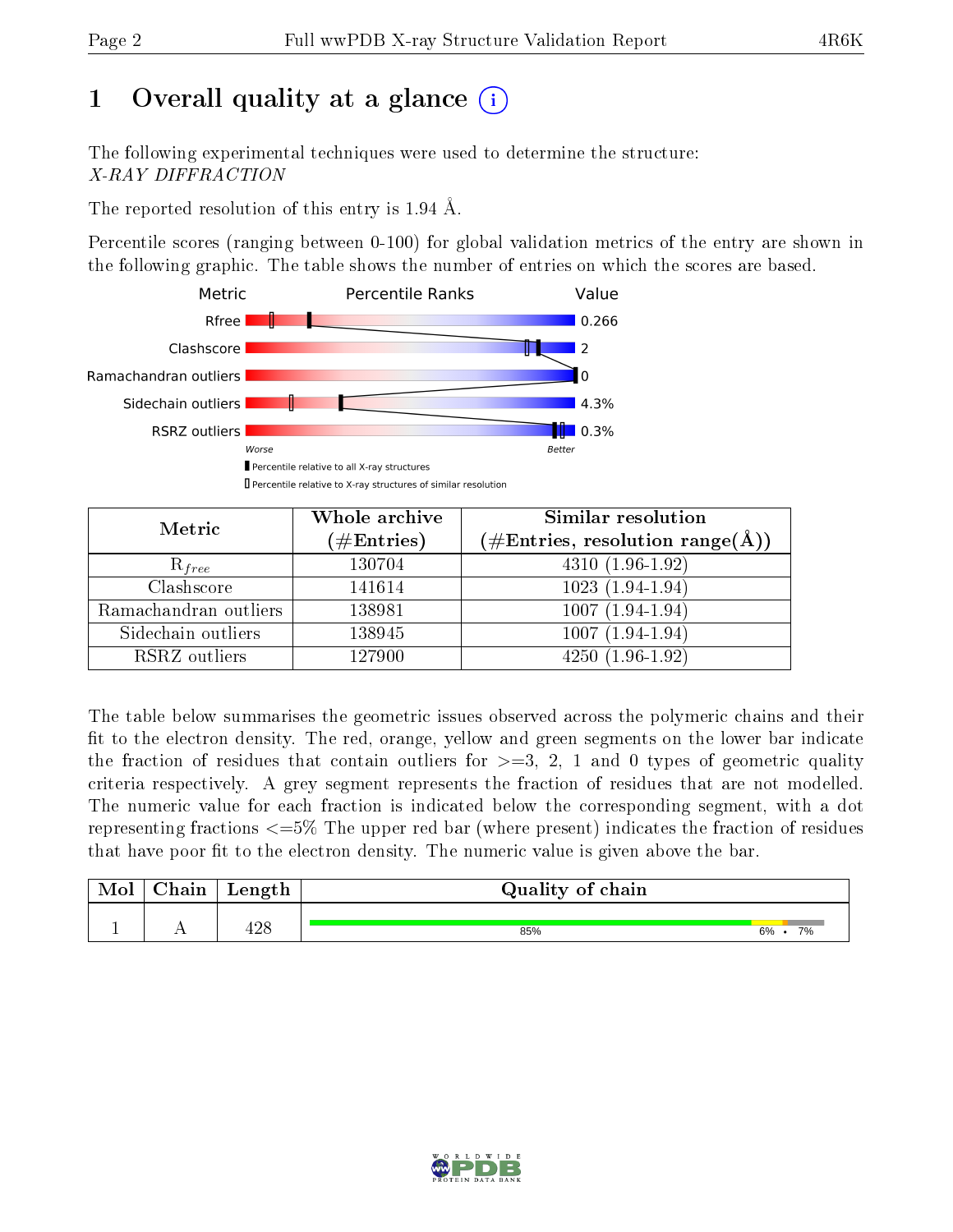# 1 Overall quality at a glance

The following experimental techniques were used to determine the structure: *X-RAY DIFFRACTION*

The reported resolution of this entry is 1.94 Å.

Percentile scores (ranging between 0-100) for global validation metrics of the entry are shown in the following graphic. The table shows the number of entries on which the scores are based.

| Metric | Value |
|---|---|
| Rfree | 0.266 |
| Clashscore | 2 |
| Ramachandran outliers | 0 |
| Sidechain outliers | 4.3% |
| RSRZ outliers | 0.3% |

| Metric | Whole archive (#Entries) | Similar resolution (#Entries, resolution range(Å)) |
|---|---|---|
| $R_{free}$ | 130704 | 4310 (1.96-1.92) |
| Clashscore | 141614 | 1023 (1.94-1.94) |
| Ramachandran outliers | 138981 | 1007 (1.94-1.94) |
| Sidechain outliers | 138945 | 1007 (1.94-1.94) |
| RSRZ outliers | 127900 | 4250 (1.96-1.92) |

The table below summarises the geometric issues observed across the polymeric chains and their fit to the electron density. The red, orange, yellow and green segments on the lower bar indicate the fraction of residues that contain outliers for >=3, 2, 1 and 0 types of geometric quality criteria respectively. A grey segment represents the fraction of residues that are not modelled. The numeric value for each fraction is indicated below the corresponding segment, with a dot representing fractions <=5% The upper red bar (where present) indicates the fraction of residues that have poor fit to the electron density. The numeric value is given above the bar.

| Mol | Chain | Length | Quality of chain |
|---|---|---|---|
| 1 | A | 428 | 85% 6% • 7% |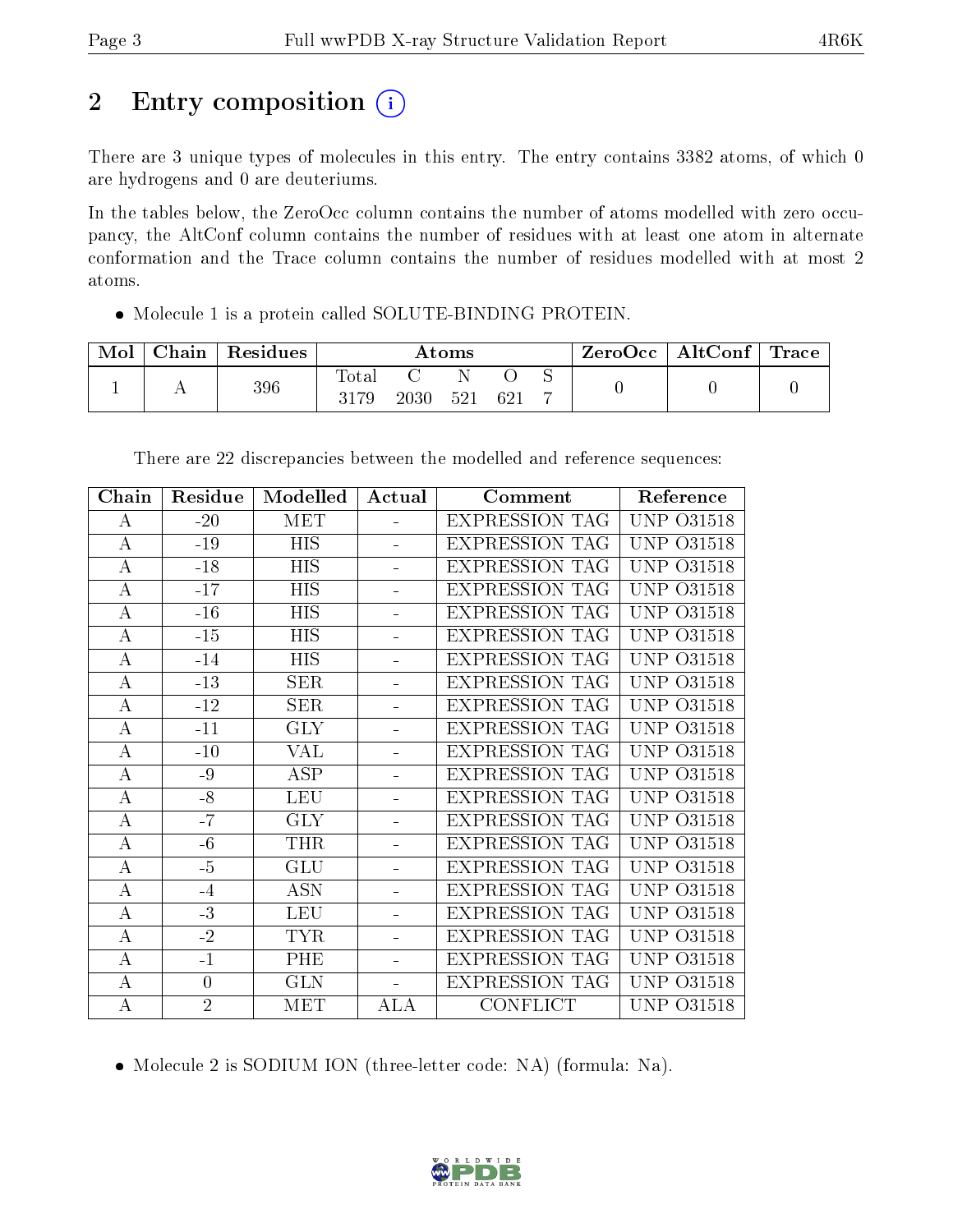# 2 Entry composition

There are 3 unique types of molecules in this entry. The entry contains 3382 atoms, of which 0 are hydrogens and 0 are deuteriums.

In the tables below, the ZeroOcc column contains the number of atoms modelled with zero occupancy, the AltConf column contains the number of residues with at least one atom in alternate conformation and the Trace column contains the number of residues modelled with at most 2 atoms.

- Molecule 1 is a protein called SOLUTE-BINDING PROTEIN.

| Mol | Chain | Residues | Atoms | | | | | ZeroOcc | AltConf | Trace |
|---|---|---|---|---|---|---|---|---|---|---|
| 1 | A | 396 | Total<br>3179 | C<br>2030 | N<br>521 | O<br>621 | S<br>7 | 0 | 0 | 0 |

There are 22 discrepancies between the modelled and reference sequences:

| Chain | Residue | Modelled | Actual | Comment | Reference |
|---|---|---|---|---|---|
| A | -20 | MET | - | EXPRESSION TAG | UNP O31518 |
| A | -19 | HIS | - | EXPRESSION TAG | UNP O31518 |
| A | -18 | HIS | - | EXPRESSION TAG | UNP O31518 |
| A | -17 | HIS | - | EXPRESSION TAG | UNP O31518 |
| A | -16 | HIS | - | EXPRESSION TAG | UNP O31518 |
| A | -15 | HIS | - | EXPRESSION TAG | UNP O31518 |
| A | -14 | HIS | - | EXPRESSION TAG | UNP O31518 |
| A | -13 | SER | - | EXPRESSION TAG | UNP O31518 |
| A | -12 | SER | - | EXPRESSION TAG | UNP O31518 |
| A | -11 | GLY | - | EXPRESSION TAG | UNP O31518 |
| A | -10 | VAL | - | EXPRESSION TAG | UNP O31518 |
| A | -9 | ASP | - | EXPRESSION TAG | UNP O31518 |
| A | -8 | LEU | - | EXPRESSION TAG | UNP O31518 |
| A | -7 | GLY | - | EXPRESSION TAG | UNP O31518 |
| A | -6 | THR | - | EXPRESSION TAG | UNP O31518 |
| A | -5 | GLU | - | EXPRESSION TAG | UNP O31518 |
| A | -4 | ASN | - | EXPRESSION TAG | UNP O31518 |
| A | -3 | LEU | - | EXPRESSION TAG | UNP O31518 |
| A | -2 | TYR | - | EXPRESSION TAG | UNP O31518 |
| A | -1 | PHE | - | EXPRESSION TAG | UNP O31518 |
| A | 0 | GLN | - | EXPRESSION TAG | UNP O31518 |
| A | 2 | MET | ALA | CONFLICT | UNP O31518 |

- Molecule 2 is SODIUM ION (three-letter code: NA) (formula: Na).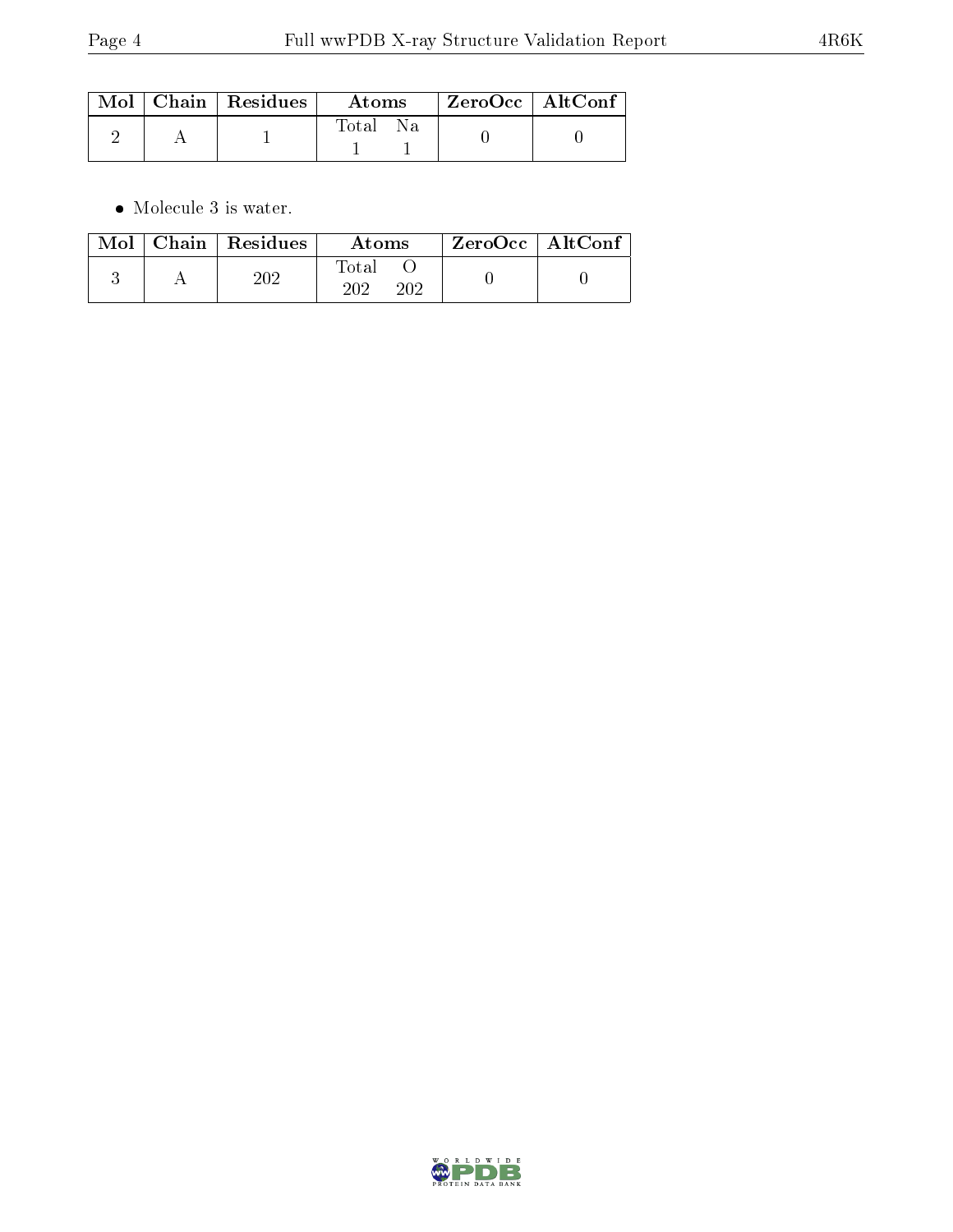| Mol | Chain | Residues | Atoms | | ZeroOcc | AltConf |
|---|---|---|---|---|---|---|
| | | | Total | Na | | |
| 2 | A | 1 | 1 | 1 | 0 | 0 |

- Molecule 3 is water.

| Mol | Chain | Residues | Atoms | | ZeroOcc | AltConf |
|---|---|---|---|---|---|---|
| | | | Total | O | | |
| 3 | A | 202 | 202 | 202 | 0 | 0 |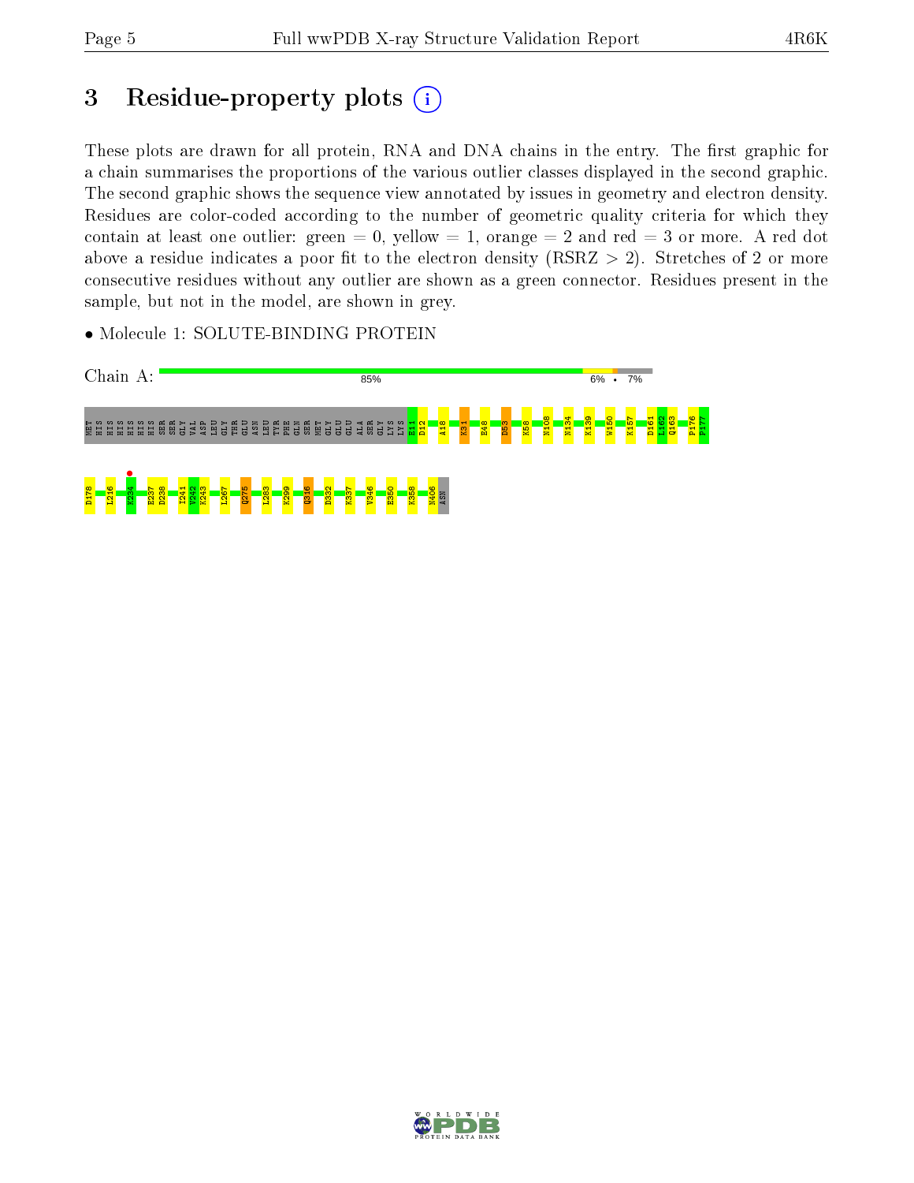# 3 Residue-property plots

These plots are drawn for all protein, RNA and DNA chains in the entry. The first graphic for a chain summarises the proportions of the various outlier classes displayed in the second graphic. The second graphic shows the sequence view annotated by issues in geometry and electron density. Residues are color-coded according to the number of geometric quality criteria for which they contain at least one outlier: green = 0, yellow = 1, orange = 2 and red = 3 or more. A red dot above a residue indicates a poor fit to the electron density (RSRZ > 2). Stretches of 2 or more consecutive residues without any outlier are shown as a green connector. Residues present in the sample, but not in the model, are shown in grey.

- Molecule 1: SOLUTE-BINDING PROTEIN

Chain A: 85% 6% • 7%

MET HIS HIS HIS HIS HIS HIS SER SER GLY VAL ASP LEU GLY THR GLU ASN LEU TYR PHE GLN SER MET GLY GLU GLU ALA SER GLY LYS LYS E11 D12 A18 K31 E48 D53 K58 N108 N134 K139 W150 K157 D161 L162 Q163 P176 P177 D178 L216 K234 E237 D238 I241 V242 K243 L267 Q275 L283 K299 Q316 D332 K337 V346 E350 K358 N406 ASN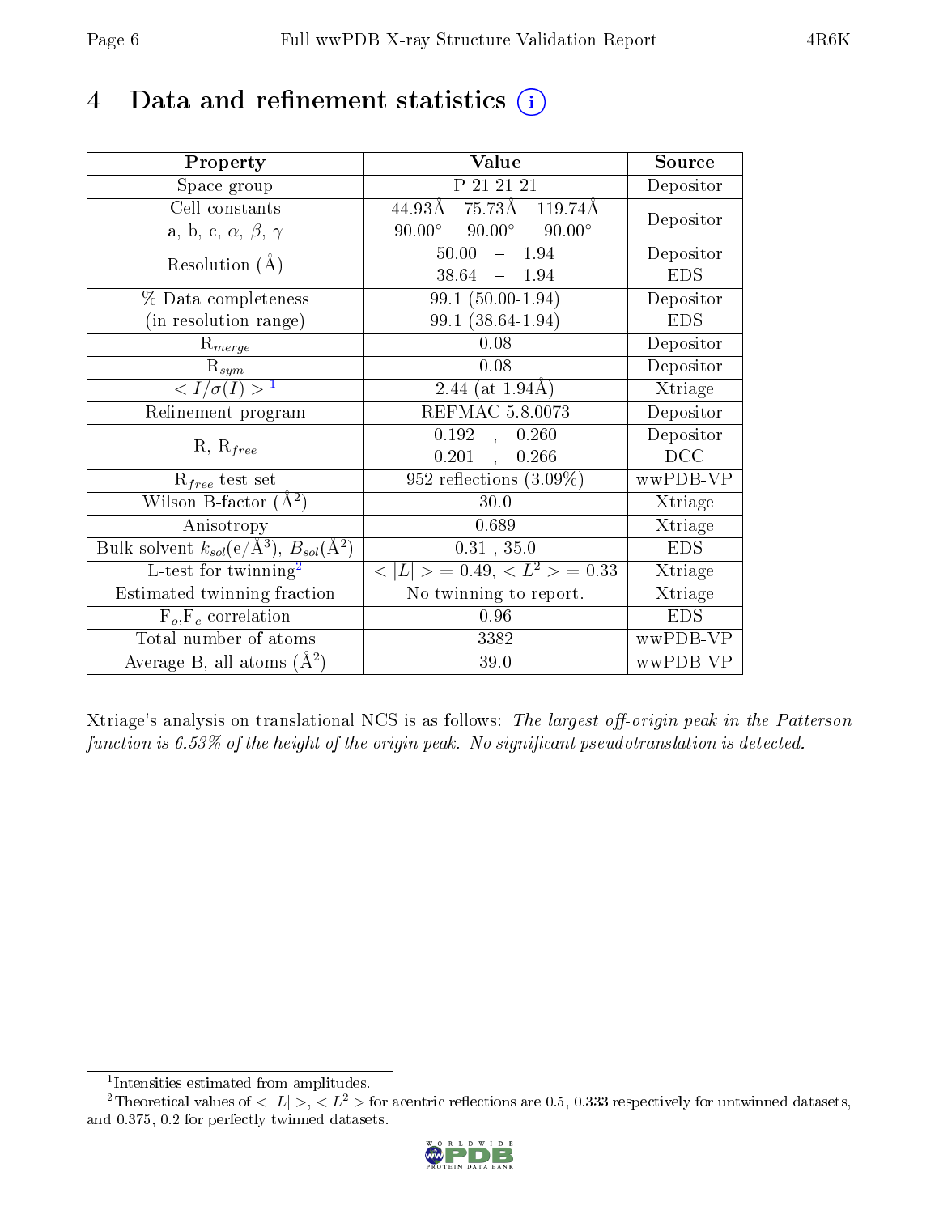# 4 Data and refinement statistics

| Property | Value | Source |
|---|---|---|
| Space group | P 21 21 21 | Depositor |
| Cell constants<br>a, b, c, $\alpha$, $\beta$, $\gamma$ | 44.93Å 75.73Å 119.74Å<br>90.00° 90.00° 90.00° | Depositor |
| Resolution (Å) | 50.00 – 1.94<br>38.64 – 1.94 | Depositor<br>EDS |
| % Data completeness<br>(in resolution range) | 99.1 (50.00-1.94)<br>99.1 (38.64-1.94) | Depositor<br>EDS |
| $R_{merge}$ | 0.08 | Depositor |
| $R_{sym}$ | 0.08 | Depositor |
| $< I/\sigma(I) >$ [1] | 2.44 (at 1.94Å) | Xtriage |
| Refinement program | REFMAC 5.8.0073 | Depositor |
| R, $R_{free}$ | 0.192 , 0.260<br>0.201 , 0.266 | Depositor<br>DCC |
| $R_{free}$ test set | 952 reflections (3.09%) | wwPDB-VP |
| Wilson B-factor (Å$^2$) | 30.0 | Xtriage |
| Anisotropy | 0.689 | Xtriage |
| Bulk solvent $k_{sol}$(e/Å$^3$), $B_{sol}$(Å$^2$) | 0.31 , 35.0 | EDS |
| L-test for twinning[2] | $< \|L\| >$ = 0.49, $< L^2 >$ = 0.33 | Xtriage |
| Estimated twinning fraction | No twinning to report. | Xtriage |
| $F_o$,$F_c$ correlation | 0.96 | EDS |
| Total number of atoms | 3382 | wwPDB-VP |
| Average B, all atoms (Å$^2$) | 39.0 | wwPDB-VP |

Xtriage's analysis on translational NCS is as follows: *The largest off-origin peak in the Patterson function is 6.53% of the height of the origin peak. No significant pseudotranslation is detected.*

[1] Intensities estimated from amplitudes.

[2] Theoretical values of $< |L| >$, $< L^2 >$ for acentric reflections are 0.5, 0.333 respectively for untwinned datasets, and 0.375, 0.2 for perfectly twinned datasets.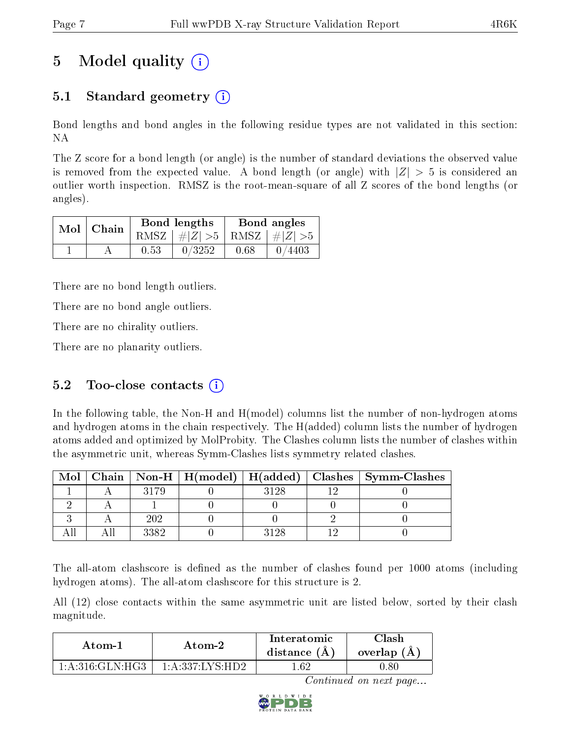# 5 Model quality

## 5.1 Standard geometry

Bond lengths and bond angles in the following residue types are not validated in this section: NA

The Z score for a bond length (or angle) is the number of standard deviations the observed value is removed from the expected value. A bond length (or angle) with $|Z| > 5$ is considered an outlier worth inspection. RMSZ is the root-mean-square of all Z scores of the bond lengths (or angles).

| Mol | Chain | Bond lengths | | Bond angles | |
|---|---|---|---|---|---|
| | | RMSZ | #$\|Z\|$ >5 | RMSZ | #$\|Z\|$ >5 |
| 1 | A | 0.53 | 0/3252 | 0.68 | 0/4403 |

There are no bond length outliers.

There are no bond angle outliers.

There are no chirality outliers.

There are no planarity outliers.

## 5.2 Too-close contacts

In the following table, the Non-H and H(model) columns list the number of non-hydrogen atoms and hydrogen atoms in the chain respectively. The H(added) column lists the number of hydrogen atoms added and optimized by MolProbity. The Clashes column lists the number of clashes within the asymmetric unit, whereas Symm-Clashes lists symmetry related clashes.

| Mol | Chain | Non-H | H(model) | H(added) | Clashes | Symm-Clashes |
|---|---|---|---|---|---|---|
| 1 | A | 3179 | 0 | 3128 | 12 | 0 |
| 2 | A | 1 | 0 | 0 | 0 | 0 |
| 3 | A | 202 | 0 | 0 | 2 | 0 |
| All | All | 3382 | 0 | 3128 | 12 | 0 |

The all-atom clashscore is defined as the number of clashes found per 1000 atoms (including hydrogen atoms). The all-atom clashscore for this structure is 2.

All (12) close contacts within the same asymmetric unit are listed below, sorted by their clash magnitude.

| Atom-1 | Atom-2 | Interatomic distance (Å) | Clash overlap (Å) |
|---|---|---|---|
| 1:A:316:GLN:HG3 | 1:A:337:LYS:HD2 | 1.62 | 0.80 |

*Continued on next page...*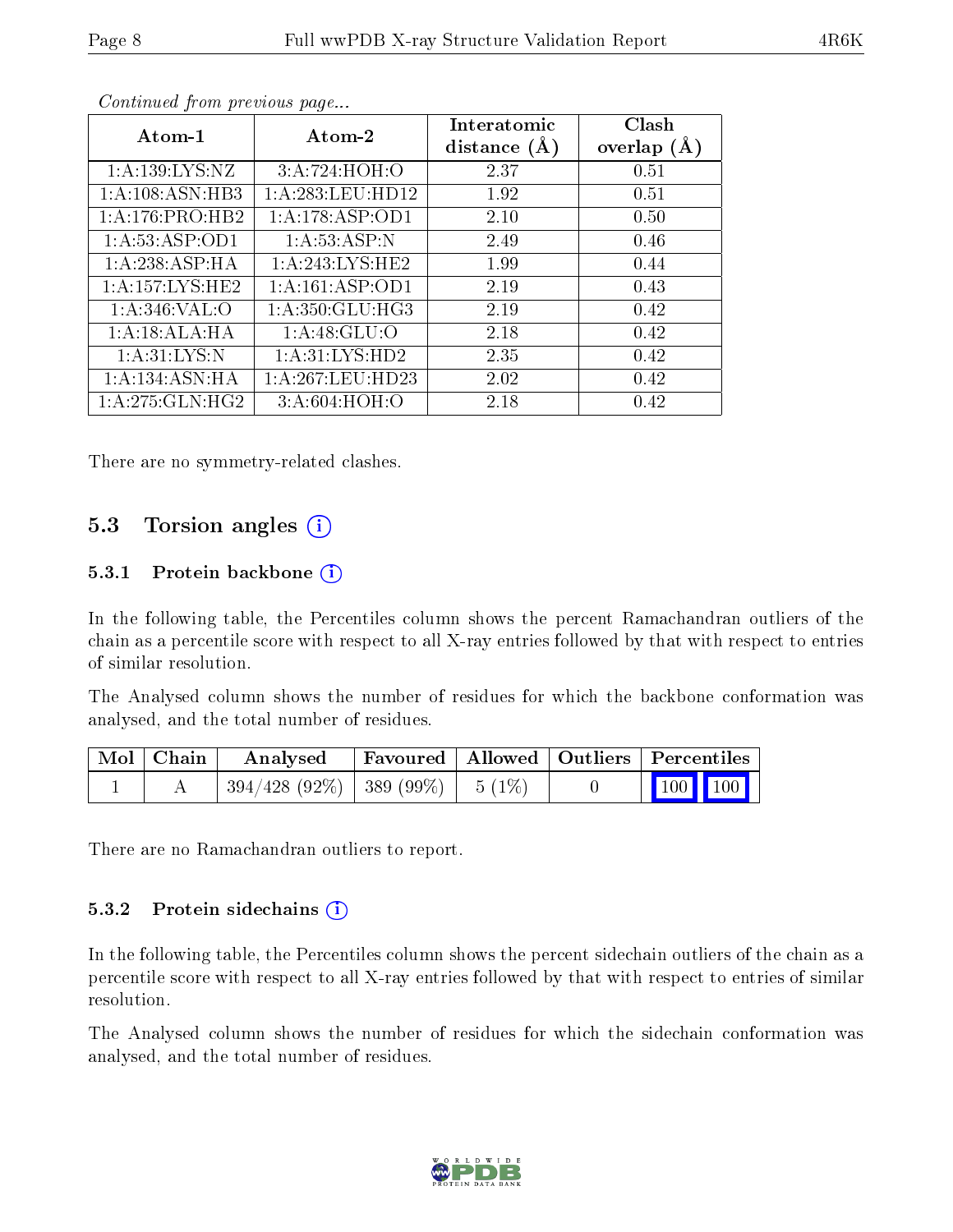*Continued from previous page...*

| Atom-1 | Atom-2 | Interatomic distance (Å) | Clash overlap (Å) |
|---|---|---|---|
| 1:A:139:LYS:NZ | 3:A:724:HOH:O | 2.37 | 0.51 |
| 1:A:108:ASN:HB3 | 1:A:283:LEU:HD12 | 1.92 | 0.51 |
| 1:A:176:PRO:HB2 | 1:A:178:ASP:OD1 | 2.10 | 0.50 |
| 1:A:53:ASP:OD1 | 1:A:53:ASP:N | 2.49 | 0.46 |
| 1:A:238:ASP:HA | 1:A:243:LYS:HE2 | 1.99 | 0.44 |
| 1:A:157:LYS:HE2 | 1:A:161:ASP:OD1 | 2.19 | 0.43 |
| 1:A:346:VAL:O | 1:A:350:GLU:HG3 | 2.19 | 0.42 |
| 1:A:18:ALA:HA | 1:A:48:GLU:O | 2.18 | 0.42 |
| 1:A:31:LYS:N | 1:A:31:LYS:HD2 | 2.35 | 0.42 |
| 1:A:134:ASN:HA | 1:A:267:LEU:HD23 | 2.02 | 0.42 |
| 1:A:275:GLN:HG2 | 3:A:604:HOH:O | 2.18 | 0.42 |

There are no symmetry-related clashes.

## 5.3 Torsion angles (i)

### 5.3.1 Protein backbone (i)

In the following table, the Percentiles column shows the percent Ramachandran outliers of the chain as a percentile score with respect to all X-ray entries followed by that with respect to entries of similar resolution.

The Analysed column shows the number of residues for which the backbone conformation was analysed, and the total number of residues.

| Mol | Chain | Analysed | Favoured | Allowed | Outliers | Percentiles | |
|---|---|---|---|---|---|---|---|
| 1 | A | 394/428 (92%) | 389 (99%) | 5 (1%) | 0 | 100 | 100 |

There are no Ramachandran outliers to report.

### 5.3.2 Protein sidechains (i)

In the following table, the Percentiles column shows the percent sidechain outliers of the chain as a percentile score with respect to all X-ray entries followed by that with respect to entries of similar resolution.

The Analysed column shows the number of residues for which the sidechain conformation was analysed, and the total number of residues.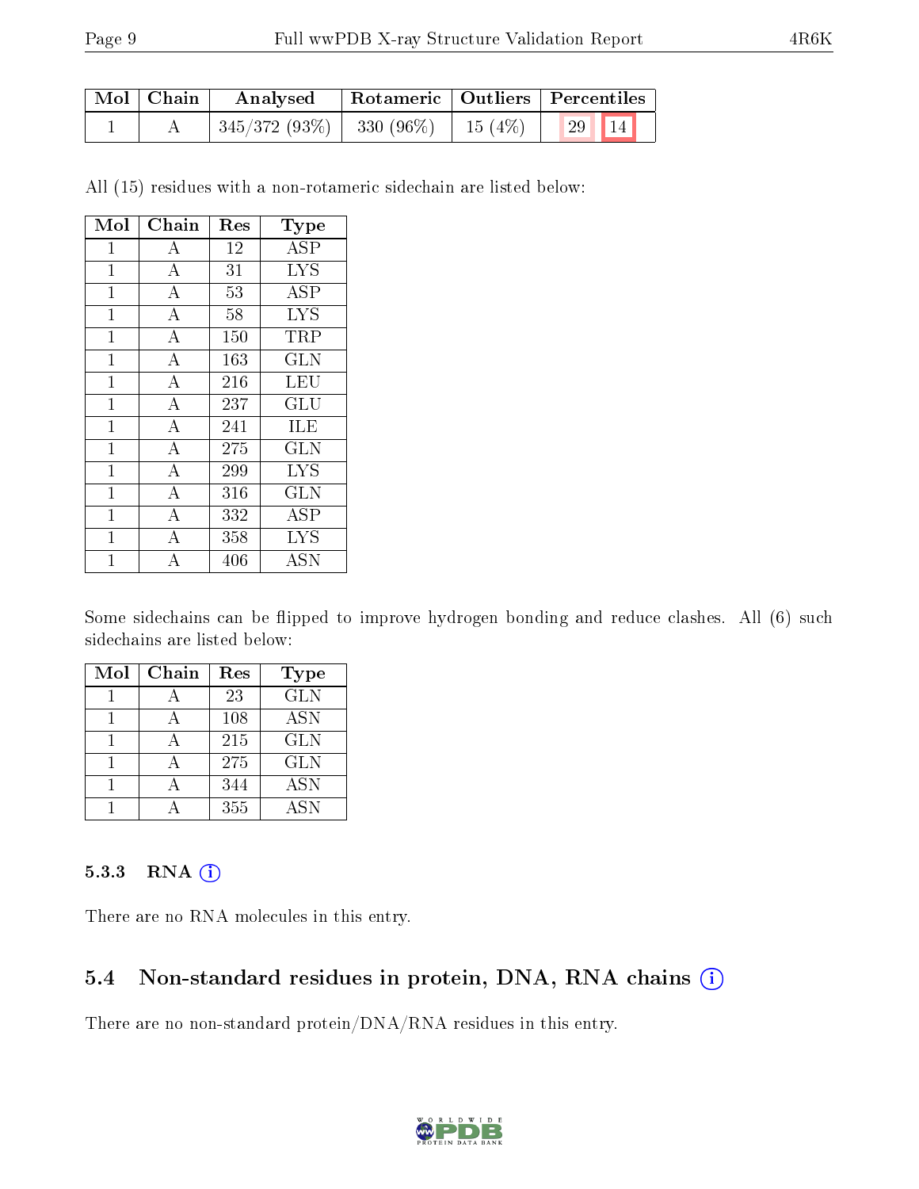| Mol | Chain | Analysed | Rotameric | Outliers | Percentiles | |
|---|---|---|---|---|---|---|
| 1 | A | 345/372 (93%) | 330 (96%) | 15 (4%) | 29 | 14 |

All (15) residues with a non-rotameric sidechain are listed below:

| Mol | Chain | Res | Type |
|---|---|---|---|
| 1 | A | 12 | ASP |
| 1 | A | 31 | LYS |
| 1 | A | 53 | ASP |
| 1 | A | 58 | LYS |
| 1 | A | 150 | TRP |
| 1 | A | 163 | GLN |
| 1 | A | 216 | LEU |
| 1 | A | 237 | GLU |
| 1 | A | 241 | ILE |
| 1 | A | 275 | GLN |
| 1 | A | 299 | LYS |
| 1 | A | 316 | GLN |
| 1 | A | 332 | ASP |
| 1 | A | 358 | LYS |
| 1 | A | 406 | ASN |

Some sidechains can be flipped to improve hydrogen bonding and reduce clashes. All (6) such sidechains are listed below:

| Mol | Chain | Res | Type |
|---|---|---|---|
| 1 | A | 23 | GLN |
| 1 | A | 108 | ASN |
| 1 | A | 215 | GLN |
| 1 | A | 275 | GLN |
| 1 | A | 344 | ASN |
| 1 | A | 355 | ASN |

#### 5.3.3 RNA

There are no RNA molecules in this entry.

### 5.4 Non-standard residues in protein, DNA, RNA chains

There are no non-standard protein/DNA/RNA residues in this entry.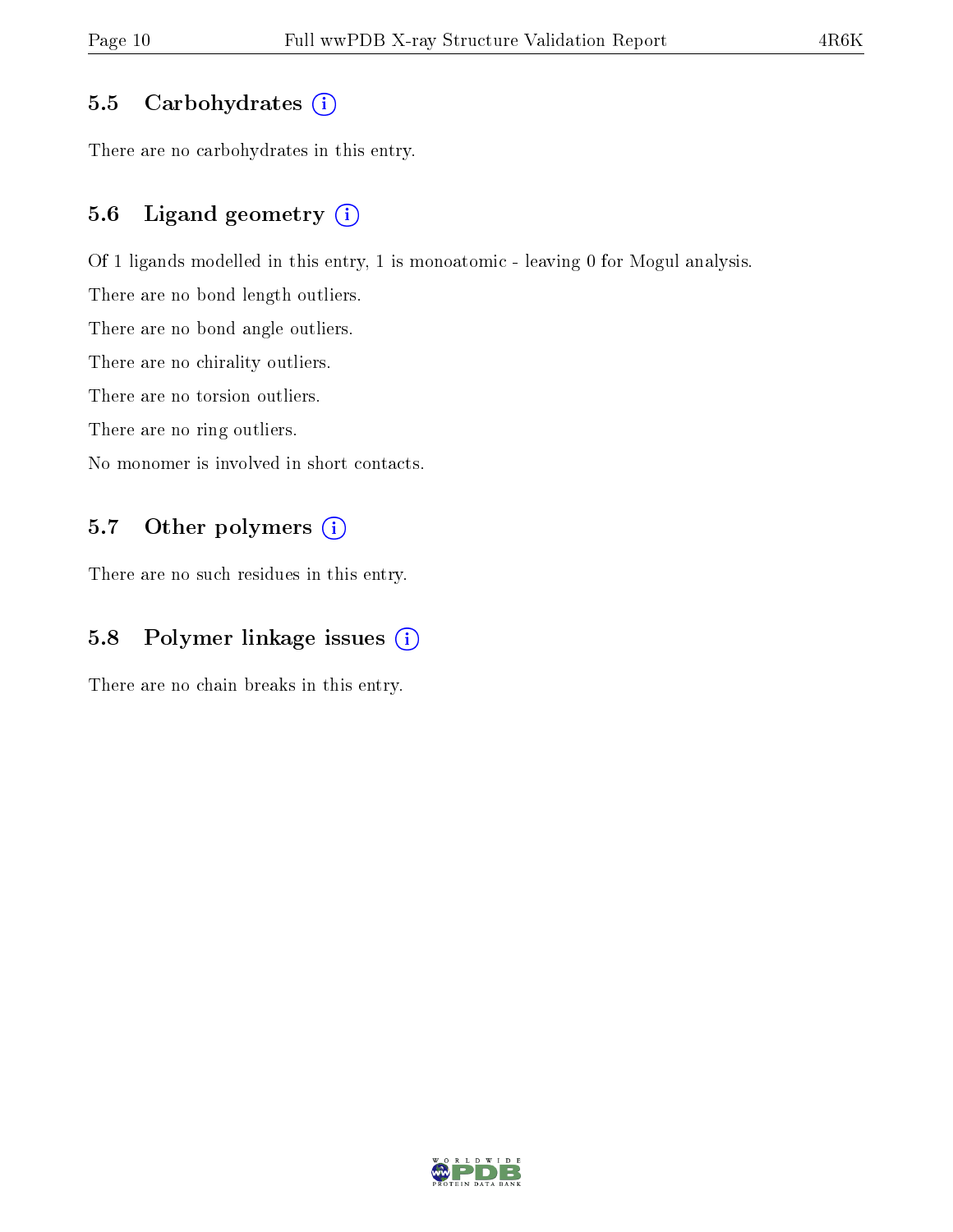### 5.5 Carbohydrates

There are no carbohydrates in this entry.

### 5.6 Ligand geometry

Of 1 ligands modelled in this entry, 1 is monoatomic - leaving 0 for Mogul analysis.

There are no bond length outliers.

There are no bond angle outliers.

There are no chirality outliers.

There are no torsion outliers.

There are no ring outliers.

No monomer is involved in short contacts.

### 5.7 Other polymers

There are no such residues in this entry.

### 5.8 Polymer linkage issues

There are no chain breaks in this entry.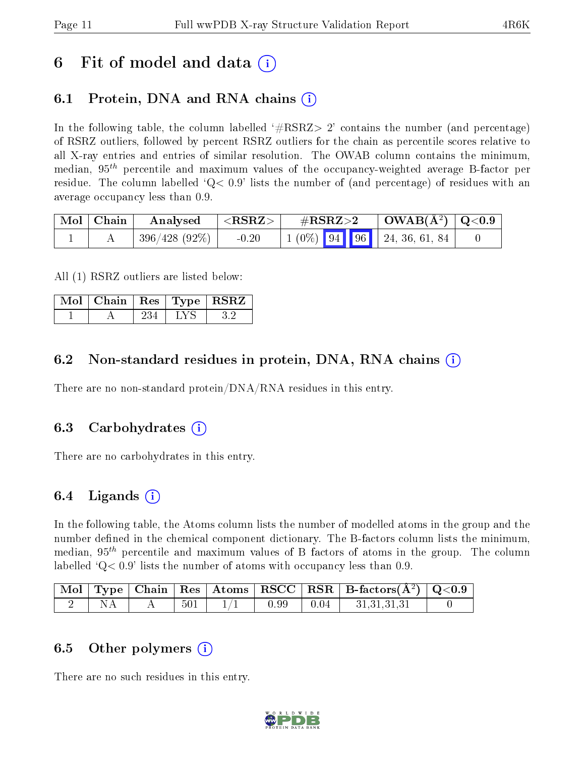# 6 Fit of model and data (i)

## 6.1 Protein, DNA and RNA chains (i)

In the following table, the column labelled '#RSRZ> 2' contains the number (and percentage) of RSRZ outliers, followed by percent RSRZ outliers for the chain as percentile scores relative to all X-ray entries and entries of similar resolution. The OWAB column contains the minimum, median, $95^{th}$ percentile and maximum values of the occupancy-weighted average B-factor per residue. The column labelled 'Q< 0.9' lists the number of (and percentage) of residues with an average occupancy less than 0.9.

| Mol | Chain | Analysed | <RSRZ> | #RSRZ>2 | | | OWAB(Å$^2$) | Q<0.9 |
|---|---|---|---|---|---|---|---|---|
| 1 | A | 396/428 (92%) | -0.20 | 1 (0%) | 94 | 96 | 24, 36, 61, 84 | 0 |

All (1) RSRZ outliers are listed below:

| Mol | Chain | Res | Type | RSRZ |
|---|---|---|---|---|
| 1 | A | 234 | LYS | 3.2 |

## 6.2 Non-standard residues in protein, DNA, RNA chains (i)

There are no non-standard protein/DNA/RNA residues in this entry.

## 6.3 Carbohydrates (i)

There are no carbohydrates in this entry.

## 6.4 Ligands (i)

In the following table, the Atoms column lists the number of modelled atoms in the group and the number defined in the chemical component dictionary. The B-factors column lists the minimum, median, $95^{th}$ percentile and maximum values of B factors of atoms in the group. The column labelled 'Q< 0.9' lists the number of atoms with occupancy less than 0.9.

| Mol | Type | Chain | Res | Atoms | RSCC | RSR | B-factors(Å$^2$) | Q<0.9 |
|---|---|---|---|---|---|---|---|---|
| 2 | NA | A | 501 | 1/1 | 0.99 | 0.04 | 31,31,31,31 | 0 |

## 6.5 Other polymers (i)

There are no such residues in this entry.